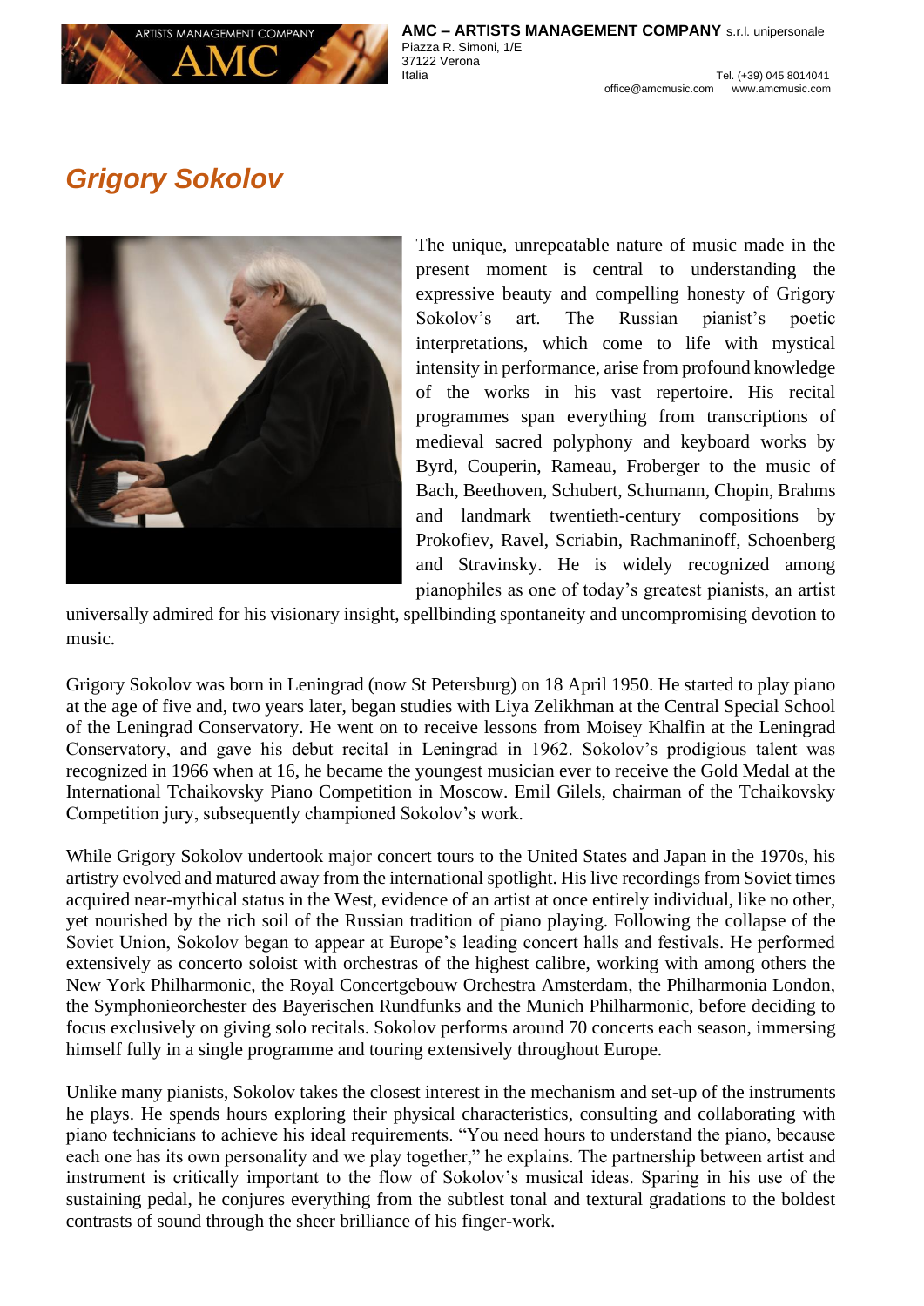**AMC – ARTISTS MANAGEMENT COMPANY** s.r.l. unipersonale
Piazza R. Simoni, 1/E
37122 Verona
Italia

Tel. (+39) 045 8014041
office@amcmusic.com www.amcmusic.com

# Grigory Sokolov

The unique, unrepeatable nature of music made in the present moment is central to understanding the expressive beauty and compelling honesty of Grigory Sokolov's art. The Russian pianist's poetic interpretations, which come to life with mystical intensity in performance, arise from profound knowledge of the works in his vast repertoire. His recital programmes span everything from transcriptions of medieval sacred polyphony and keyboard works by Byrd, Couperin, Rameau, Froberger to the music of Bach, Beethoven, Schubert, Schumann, Chopin, Brahms and landmark twentieth-century compositions by Prokofiev, Ravel, Scriabin, Rachmaninoff, Schoenberg and Stravinsky. He is widely recognized among pianophiles as one of today's greatest pianists, an artist universally admired for his visionary insight, spellbinding spontaneity and uncompromising devotion to music.

Grigory Sokolov was born in Leningrad (now St Petersburg) on 18 April 1950. He started to play piano at the age of five and, two years later, began studies with Liya Zelikhman at the Central Special School of the Leningrad Conservatory. He went on to receive lessons from Moisey Khalfin at the Leningrad Conservatory, and gave his debut recital in Leningrad in 1962. Sokolov's prodigious talent was recognized in 1966 when at 16, he became the youngest musician ever to receive the Gold Medal at the International Tchaikovsky Piano Competition in Moscow. Emil Gilels, chairman of the Tchaikovsky Competition jury, subsequently championed Sokolov's work.

While Grigory Sokolov undertook major concert tours to the United States and Japan in the 1970s, his artistry evolved and matured away from the international spotlight. His live recordings from Soviet times acquired near-mythical status in the West, evidence of an artist at once entirely individual, like no other, yet nourished by the rich soil of the Russian tradition of piano playing. Following the collapse of the Soviet Union, Sokolov began to appear at Europe's leading concert halls and festivals. He performed extensively as concerto soloist with orchestras of the highest calibre, working with among others the New York Philharmonic, the Royal Concertgebouw Orchestra Amsterdam, the Philharmonia London, the Symphonieorchester des Bayerischen Rundfunks and the Munich Philharmonic, before deciding to focus exclusively on giving solo recitals. Sokolov performs around 70 concerts each season, immersing himself fully in a single programme and touring extensively throughout Europe.

Unlike many pianists, Sokolov takes the closest interest in the mechanism and set-up of the instruments he plays. He spends hours exploring their physical characteristics, consulting and collaborating with piano technicians to achieve his ideal requirements. "You need hours to understand the piano, because each one has its own personality and we play together," he explains. The partnership between artist and instrument is critically important to the flow of Sokolov's musical ideas. Sparing in his use of the sustaining pedal, he conjures everything from the subtlest tonal and textural gradations to the boldest contrasts of sound through the sheer brilliance of his finger-work.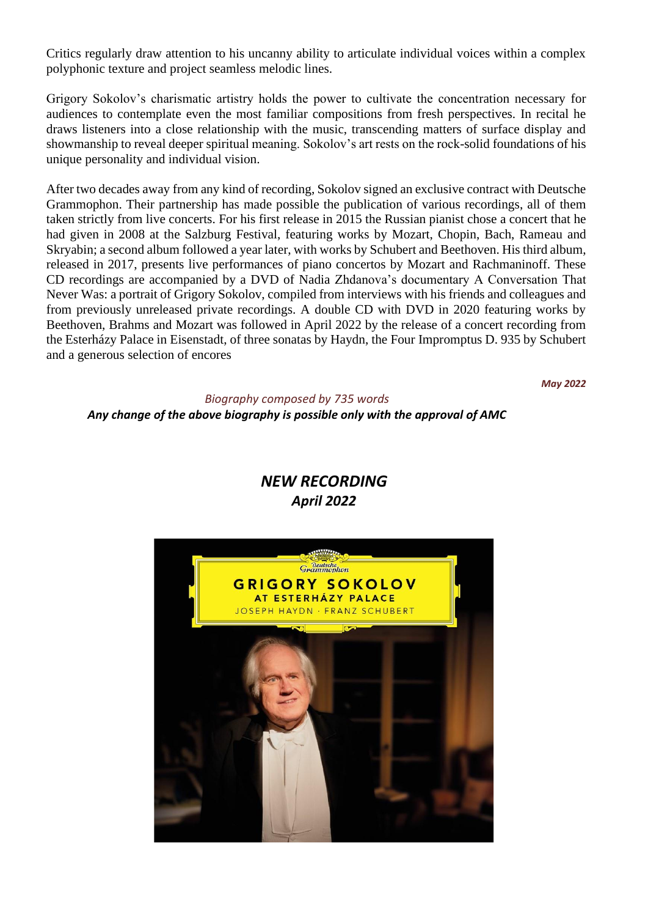Critics regularly draw attention to his uncanny ability to articulate individual voices within a complex polyphonic texture and project seamless melodic lines.

Grigory Sokolov's charismatic artistry holds the power to cultivate the concentration necessary for audiences to contemplate even the most familiar compositions from fresh perspectives. In recital he draws listeners into a close relationship with the music, transcending matters of surface display and showmanship to reveal deeper spiritual meaning. Sokolov's art rests on the rock-solid foundations of his unique personality and individual vision.

After two decades away from any kind of recording, Sokolov signed an exclusive contract with Deutsche Grammophon. Their partnership has made possible the publication of various recordings, all of them taken strictly from live concerts. For his first release in 2015 the Russian pianist chose a concert that he had given in 2008 at the Salzburg Festival, featuring works by Mozart, Chopin, Bach, Rameau and Skryabin; a second album followed a year later, with works by Schubert and Beethoven. His third album, released in 2017, presents live performances of piano concertos by Mozart and Rachmaninoff. These CD recordings are accompanied by a DVD of Nadia Zhdanova's documentary A Conversation That Never Was: a portrait of Grigory Sokolov, compiled from interviews with his friends and colleagues and from previously unreleased private recordings. A double CD with DVD in 2020 featuring works by Beethoven, Brahms and Mozart was followed in April 2022 by the release of a concert recording from the Esterházy Palace in Eisenstadt, of three sonatas by Haydn, the Four Impromptus D. 935 by Schubert and a generous selection of encores

***May 2022***

*Biography composed by 735 words*

***Any change of the above biography is possible only with the approval of AMC***

## ***NEW RECORDING***
## ***April 2022***